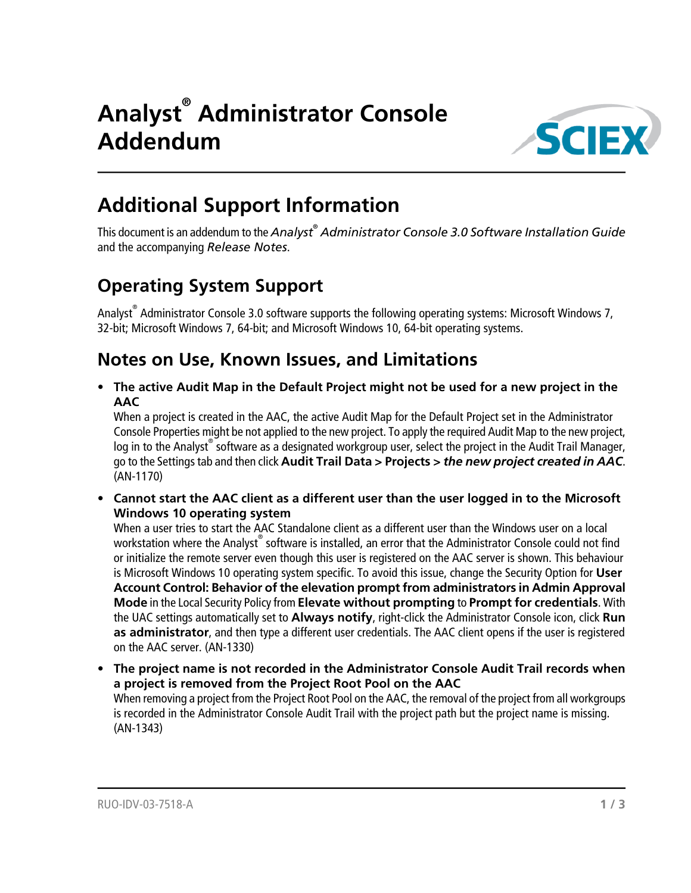# Analyst® Administrator Console Addendum

## Additional Support Information

This document is an addendum to the *Analyst® Administrator Console 3.0 Software Installation Guide* and the accompanying *Release Notes*.

## Operating System Support

Analyst® Administrator Console 3.0 software supports the following operating systems: Microsoft Windows 7, 32-bit; Microsoft Windows 7, 64-bit; and Microsoft Windows 10, 64-bit operating systems.

## Notes on Use, Known Issues, and Limitations

- **The active Audit Map in the Default Project might not be used for a new project in the AAC**
  When a project is created in the AAC, the active Audit Map for the Default Project set in the Administrator Console Properties might be not applied to the new project. To apply the required Audit Map to the new project, log in to the Analyst® software as a designated workgroup user, select the project in the Audit Trail Manager, go to the Settings tab and then click **Audit Trail Data > Projects >** ***the new project created in AAC***. (AN-1170)
- **Cannot start the AAC client as a different user than the user logged in to the Microsoft Windows 10 operating system**
  When a user tries to start the AAC Standalone client as a different user than the Windows user on a local workstation where the Analyst® software is installed, an error that the Administrator Console could not find or initialize the remote server even though this user is registered on the AAC server is shown. This behaviour is Microsoft Windows 10 operating system specific. To avoid this issue, change the Security Option for **User Account Control: Behavior of the elevation prompt from administrators in Admin Approval Mode** in the Local Security Policy from **Elevate without prompting** to **Prompt for credentials**. With the UAC settings automatically set to **Always notify**, right-click the Administrator Console icon, click **Run as administrator**, and then type a different user credentials. The AAC client opens if the user is registered on the AAC server. (AN-1330)
- **The project name is not recorded in the Administrator Console Audit Trail records when a project is removed from the Project Root Pool on the AAC**
  When removing a project from the Project Root Pool on the AAC, the removal of the project from all workgroups is recorded in the Administrator Console Audit Trail with the project path but the project name is missing. (AN-1343)

RUO-IDV-03-7518-A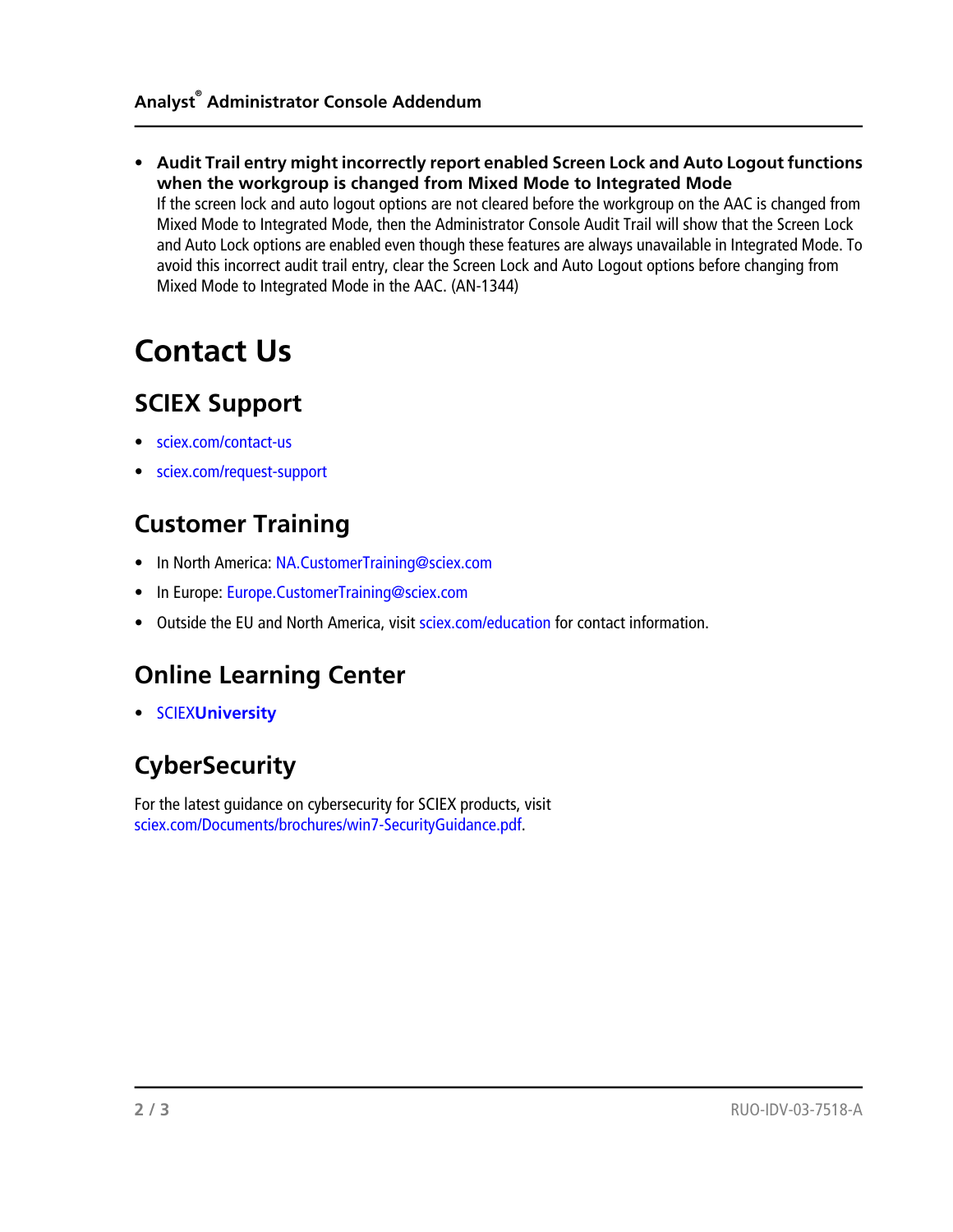- **Audit Trail entry might incorrectly report enabled Screen Lock and Auto Logout functions when the workgroup is changed from Mixed Mode to Integrated Mode**
  If the screen lock and auto logout options are not cleared before the workgroup on the AAC is changed from Mixed Mode to Integrated Mode, then the Administrator Console Audit Trail will show that the Screen Lock and Auto Lock options are enabled even though these features are always unavailable in Integrated Mode. To avoid this incorrect audit trail entry, clear the Screen Lock and Auto Logout options before changing from Mixed Mode to Integrated Mode in the AAC. (AN-1344)

# Contact Us

## SCIEX Support

- sciex.com/contact-us
- sciex.com/request-support

## Customer Training

- In North America: NA.CustomerTraining@sciex.com
- In Europe: Europe.CustomerTraining@sciex.com
- Outside the EU and North America, visit sciex.com/education for contact information.

## Online Learning Center

- SCIEX**University**

## CyberSecurity

For the latest guidance on cybersecurity for SCIEX products, visit sciex.com/Documents/brochures/win7-SecurityGuidance.pdf.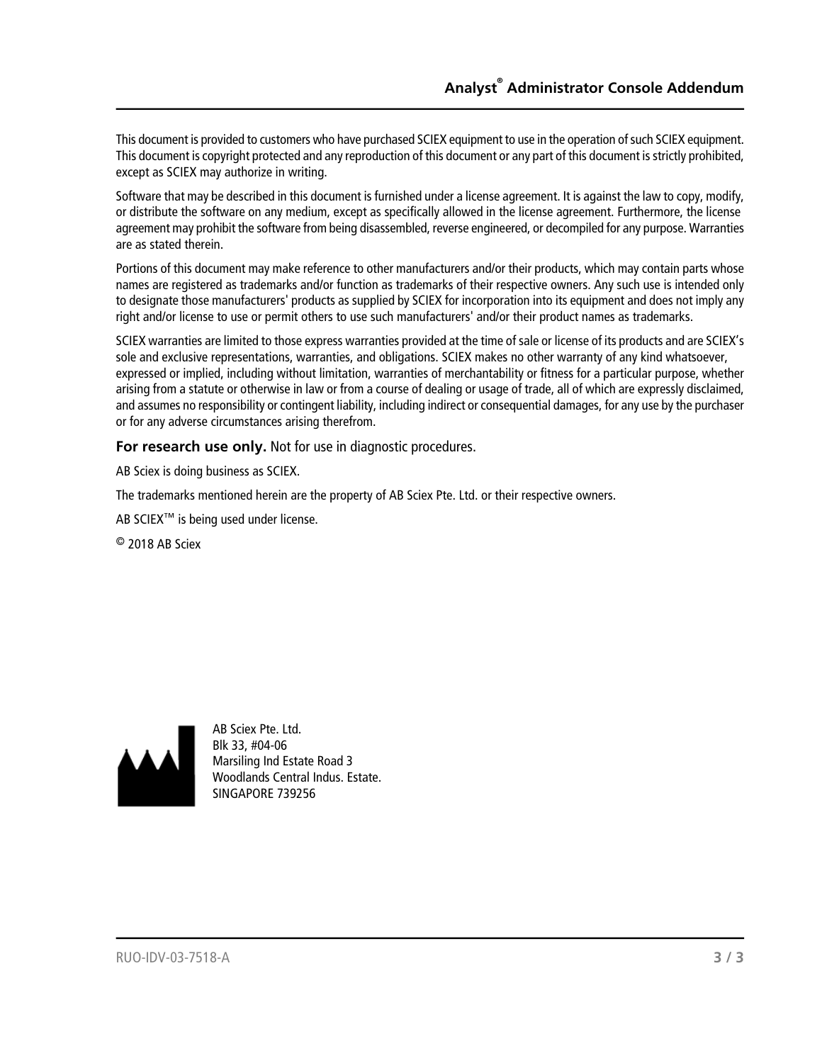This document is provided to customers who have purchased SCIEX equipment to use in the operation of such SCIEX equipment. This document is copyright protected and any reproduction of this document or any part of this document is strictly prohibited, except as SCIEX may authorize in writing.

Software that may be described in this document is furnished under a license agreement. It is against the law to copy, modify, or distribute the software on any medium, except as specifically allowed in the license agreement. Furthermore, the license agreement may prohibit the software from being disassembled, reverse engineered, or decompiled for any purpose. Warranties are as stated therein.

Portions of this document may make reference to other manufacturers and/or their products, which may contain parts whose names are registered as trademarks and/or function as trademarks of their respective owners. Any such use is intended only to designate those manufacturers' products as supplied by SCIEX for incorporation into its equipment and does not imply any right and/or license to use or permit others to use such manufacturers' and/or their product names as trademarks.

SCIEX warranties are limited to those express warranties provided at the time of sale or license of its products and are SCIEX's sole and exclusive representations, warranties, and obligations. SCIEX makes no other warranty of any kind whatsoever, expressed or implied, including without limitation, warranties of merchantability or fitness for a particular purpose, whether arising from a statute or otherwise in law or from a course of dealing or usage of trade, all of which are expressly disclaimed, and assumes no responsibility or contingent liability, including indirect or consequential damages, for any use by the purchaser or for any adverse circumstances arising therefrom.

**For research use only.** Not for use in diagnostic procedures.

AB Sciex is doing business as SCIEX.

The trademarks mentioned herein are the property of AB Sciex Pte. Ltd. or their respective owners.

AB SCIEX™ is being used under license.

© 2018 AB Sciex

AB Sciex Pte. Ltd.
Blk 33, #04-06
Marsiling Ind Estate Road 3
Woodlands Central Indus. Estate.
SINGAPORE 739256

RUO-IDV-03-7518-A